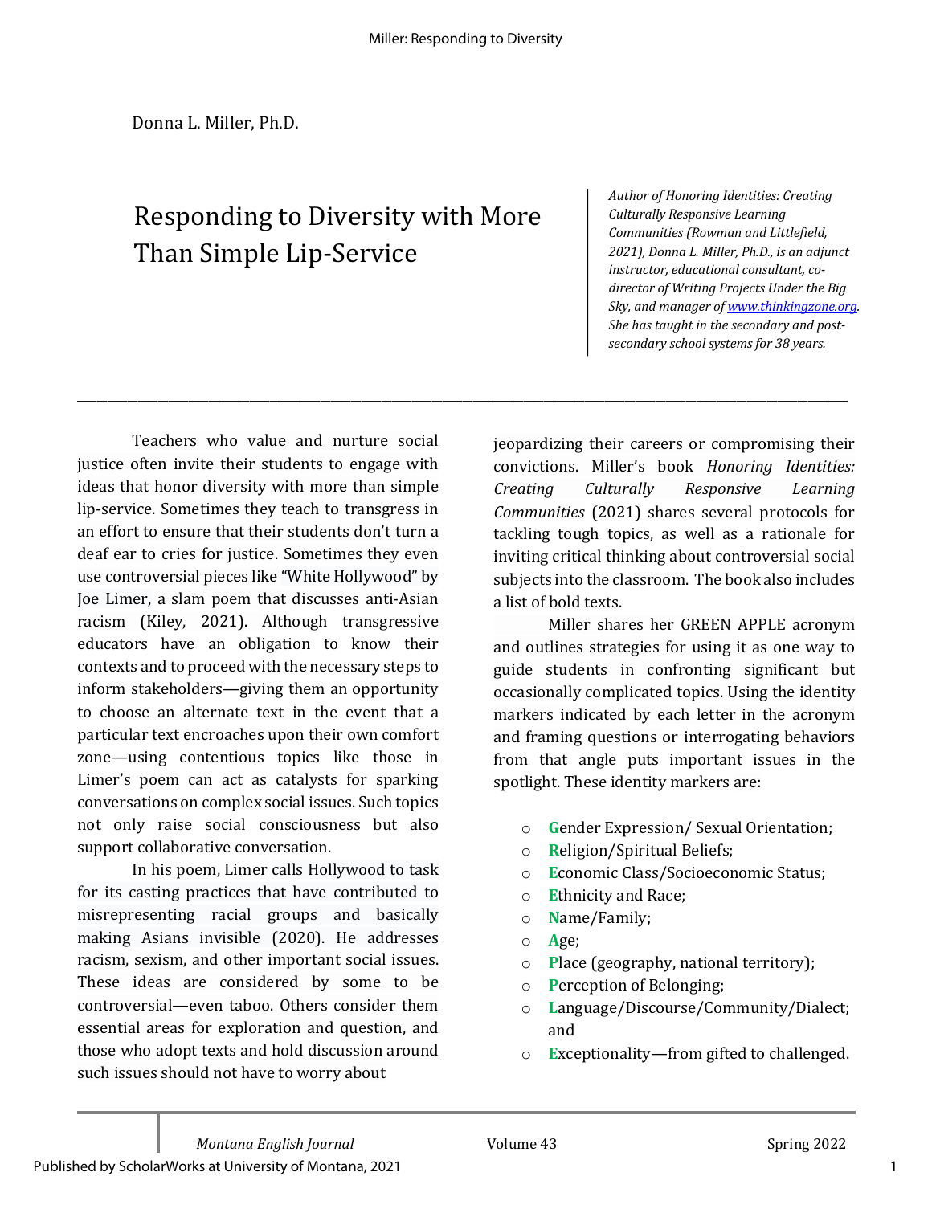Donna L. Miller, Ph.D.

# Responding to Diversity with More Than Simple Lip-Service

*Author of Honoring Identities: Creating Culturally Responsive Learning Communities (Rowman and Littlefield, 2021), Donna L. Miller, Ph.D., is an adjunct instructor, educational consultant, co-director of Writing Projects Under the Big Sky, and manager of [www.thinkingzone.org](http://www.thinkingzone.org). She has taught in the secondary and post-secondary school systems for 38 years.*

---

Teachers who value and nurture social justice often invite their students to engage with ideas that honor diversity with more than simple lip-service. Sometimes they teach to transgress in an effort to ensure that their students don't turn a deaf ear to cries for justice. Sometimes they even use controversial pieces like "White Hollywood" by Joe Limer, a slam poem that discusses anti-Asian racism (Kiley, 2021). Although transgressive educators have an obligation to know their contexts and to proceed with the necessary steps to inform stakeholders—giving them an opportunity to choose an alternate text in the event that a particular text encroaches upon their own comfort zone—using contentious topics like those in Limer's poem can act as catalysts for sparking conversations on complex social issues. Such topics not only raise social consciousness but also support collaborative conversation.

In his poem, Limer calls Hollywood to task for its casting practices that have contributed to misrepresenting racial groups and basically making Asians invisible (2020). He addresses racism, sexism, and other important social issues. These ideas are considered by some to be controversial—even taboo. Others consider them essential areas for exploration and question, and those who adopt texts and hold discussion around such issues should not have to worry about jeopardizing their careers or compromising their convictions. Miller's book *Honoring Identities: Creating Culturally Responsive Learning Communities* (2021) shares several protocols for tackling tough topics, as well as a rationale for inviting critical thinking about controversial social subjects into the classroom. The book also includes a list of bold texts.

Miller shares her GREEN APPLE acronym and outlines strategies for using it as one way to guide students in confronting significant but occasionally complicated topics. Using the identity markers indicated by each letter in the acronym and framing questions or interrogating behaviors from that angle puts important issues in the spotlight. These identity markers are:

- **G**ender Expression/ Sexual Orientation;
- **R**eligion/Spiritual Beliefs;
- **E**conomic Class/Socioeconomic Status;
- **E**thnicity and Race;
- **N**ame/Family;
- **A**ge;
- **P**lace (geography, national territory);
- **P**erception of Belonging;
- **L**anguage/Discourse/Community/Dialect; and
- **E**xceptionality—from gifted to challenged.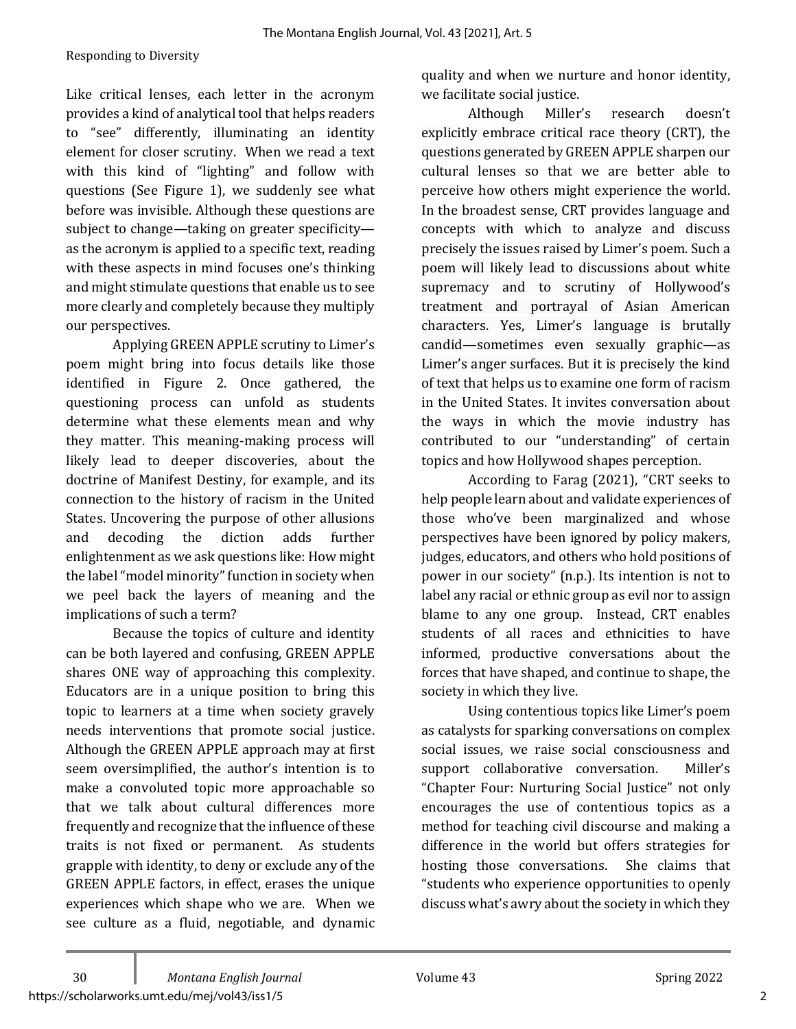Like critical lenses, each letter in the acronym provides a kind of analytical tool that helps readers to "see" differently, illuminating an identity element for closer scrutiny. When we read a text with this kind of "lighting" and follow with questions (See Figure 1), we suddenly see what before was invisible. Although these questions are subject to change—taking on greater specificity—as the acronym is applied to a specific text, reading with these aspects in mind focuses one's thinking and might stimulate questions that enable us to see more clearly and completely because they multiply our perspectives.

Applying GREEN APPLE scrutiny to Limer's poem might bring into focus details like those identified in Figure 2. Once gathered, the questioning process can unfold as students determine what these elements mean and why they matter. This meaning-making process will likely lead to deeper discoveries, about the doctrine of Manifest Destiny, for example, and its connection to the history of racism in the United States. Uncovering the purpose of other allusions and decoding the diction adds further enlightenment as we ask questions like: How might the label "model minority" function in society when we peel back the layers of meaning and the implications of such a term?

Because the topics of culture and identity can be both layered and confusing, GREEN APPLE shares ONE way of approaching this complexity. Educators are in a unique position to bring this topic to learners at a time when society gravely needs interventions that promote social justice. Although the GREEN APPLE approach may at first seem oversimplified, the author's intention is to make a convoluted topic more approachable so that we talk about cultural differences more frequently and recognize that the influence of these traits is not fixed or permanent. As students grapple with identity, to deny or exclude any of the GREEN APPLE factors, in effect, erases the unique experiences which shape who we are. When we see culture as a fluid, negotiable, and dynamic quality and when we nurture and honor identity, we facilitate social justice.

Although Miller's research doesn't explicitly embrace critical race theory (CRT), the questions generated by GREEN APPLE sharpen our cultural lenses so that we are better able to perceive how others might experience the world. In the broadest sense, CRT provides language and concepts with which to analyze and discuss precisely the issues raised by Limer's poem. Such a poem will likely lead to discussions about white supremacy and to scrutiny of Hollywood's treatment and portrayal of Asian American characters. Yes, Limer's language is brutally candid—sometimes even sexually graphic—as Limer's anger surfaces. But it is precisely the kind of text that helps us to examine one form of racism in the United States. It invites conversation about the ways in which the movie industry has contributed to our "understanding" of certain topics and how Hollywood shapes perception.

According to Farag (2021), "CRT seeks to help people learn about and validate experiences of those who've been marginalized and whose perspectives have been ignored by policy makers, judges, educators, and others who hold positions of power in our society" (n.p.). Its intention is not to label any racial or ethnic group as evil nor to assign blame to any one group. Instead, CRT enables students of all races and ethnicities to have informed, productive conversations about the forces that have shaped, and continue to shape, the society in which they live.

Using contentious topics like Limer's poem as catalysts for sparking conversations on complex social issues, we raise social consciousness and support collaborative conversation. Miller's "Chapter Four: Nurturing Social Justice" not only encourages the use of contentious topics as a method for teaching civil discourse and making a difference in the world but offers strategies for hosting those conversations. She claims that "students who experience opportunities to openly discuss what's awry about the society in which they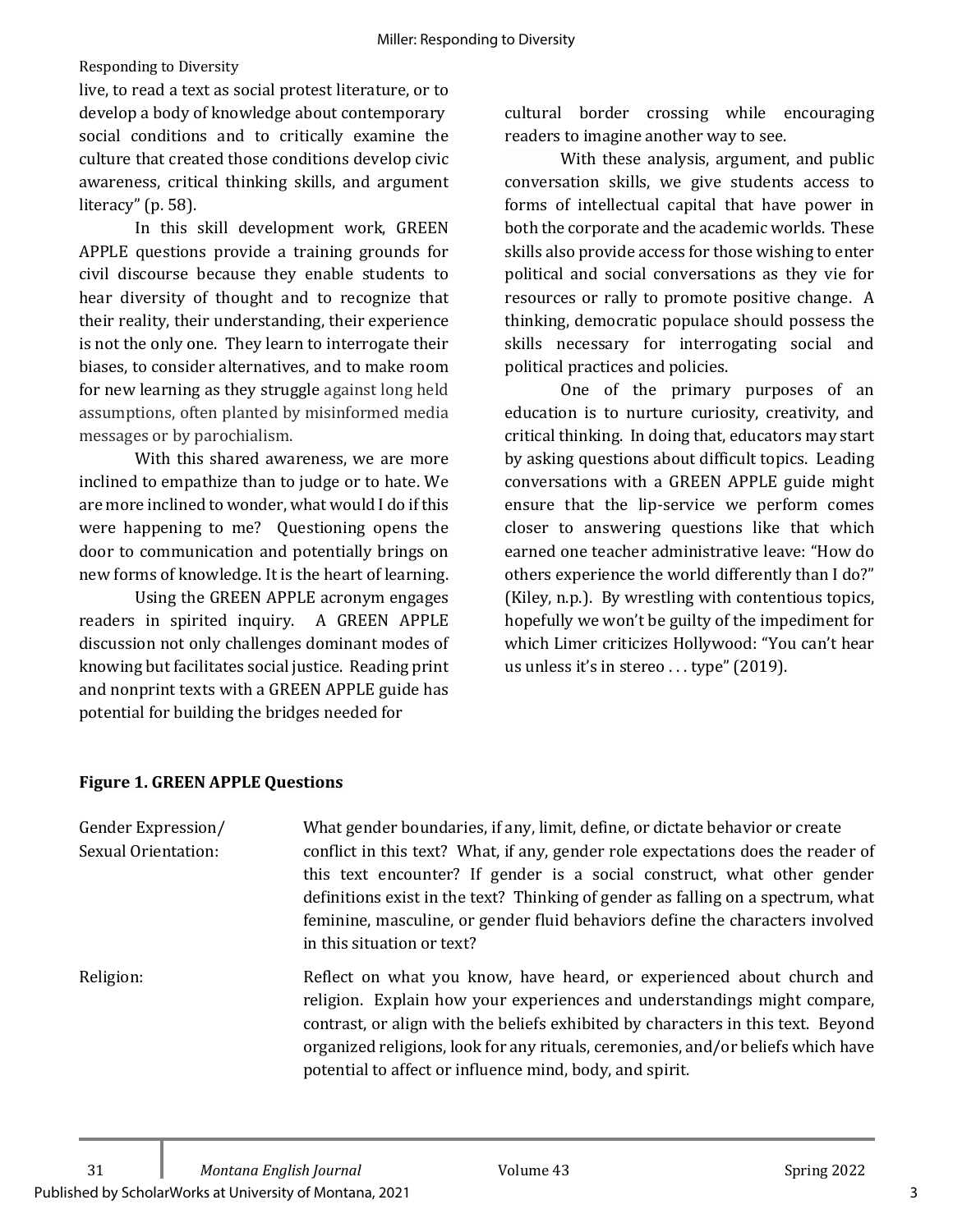live, to read a text as social protest literature, or to develop a body of knowledge about contemporary social conditions and to critically examine the culture that created those conditions develop civic awareness, critical thinking skills, and argument literacy" (p. 58).

In this skill development work, GREEN APPLE questions provide a training grounds for civil discourse because they enable students to hear diversity of thought and to recognize that their reality, their understanding, their experience is not the only one. They learn to interrogate their biases, to consider alternatives, and to make room for new learning as they struggle against long held assumptions, often planted by misinformed media messages or by parochialism.

With this shared awareness, we are more inclined to empathize than to judge or to hate. We are more inclined to wonder, what would I do if this were happening to me? Questioning opens the door to communication and potentially brings on new forms of knowledge. It is the heart of learning.

Using the GREEN APPLE acronym engages readers in spirited inquiry. A GREEN APPLE discussion not only challenges dominant modes of knowing but facilitates social justice. Reading print and nonprint texts with a GREEN APPLE guide has potential for building the bridges needed for cultural border crossing while encouraging readers to imagine another way to see.

With these analysis, argument, and public conversation skills, we give students access to forms of intellectual capital that have power in both the corporate and the academic worlds. These skills also provide access for those wishing to enter political and social conversations as they vie for resources or rally to promote positive change. A thinking, democratic populace should possess the skills necessary for interrogating social and political practices and policies.

One of the primary purposes of an education is to nurture curiosity, creativity, and critical thinking. In doing that, educators may start by asking questions about difficult topics. Leading conversations with a GREEN APPLE guide might ensure that the lip-service we perform comes closer to answering questions like that which earned one teacher administrative leave: "How do others experience the world differently than I do?" (Kiley, n.p.). By wrestling with contentious topics, hopefully we won't be guilty of the impediment for which Limer criticizes Hollywood: "You can't hear us unless it's in stereo . . . type" (2019).

**Figure 1. GREEN APPLE Questions**

| | |
|---|---|
| Gender Expression/ Sexual Orientation: | What gender boundaries, if any, limit, define, or dictate behavior or create conflict in this text? What, if any, gender role expectations does the reader of this text encounter? If gender is a social construct, what other gender definitions exist in the text? Thinking of gender as falling on a spectrum, what feminine, masculine, or gender fluid behaviors define the characters involved in this situation or text? |
| Religion: | Reflect on what you know, have heard, or experienced about church and religion. Explain how your experiences and understandings might compare, contrast, or align with the beliefs exhibited by characters in this text. Beyond organized religions, look for any rituals, ceremonies, and/or beliefs which have potential to affect or influence mind, body, and spirit. |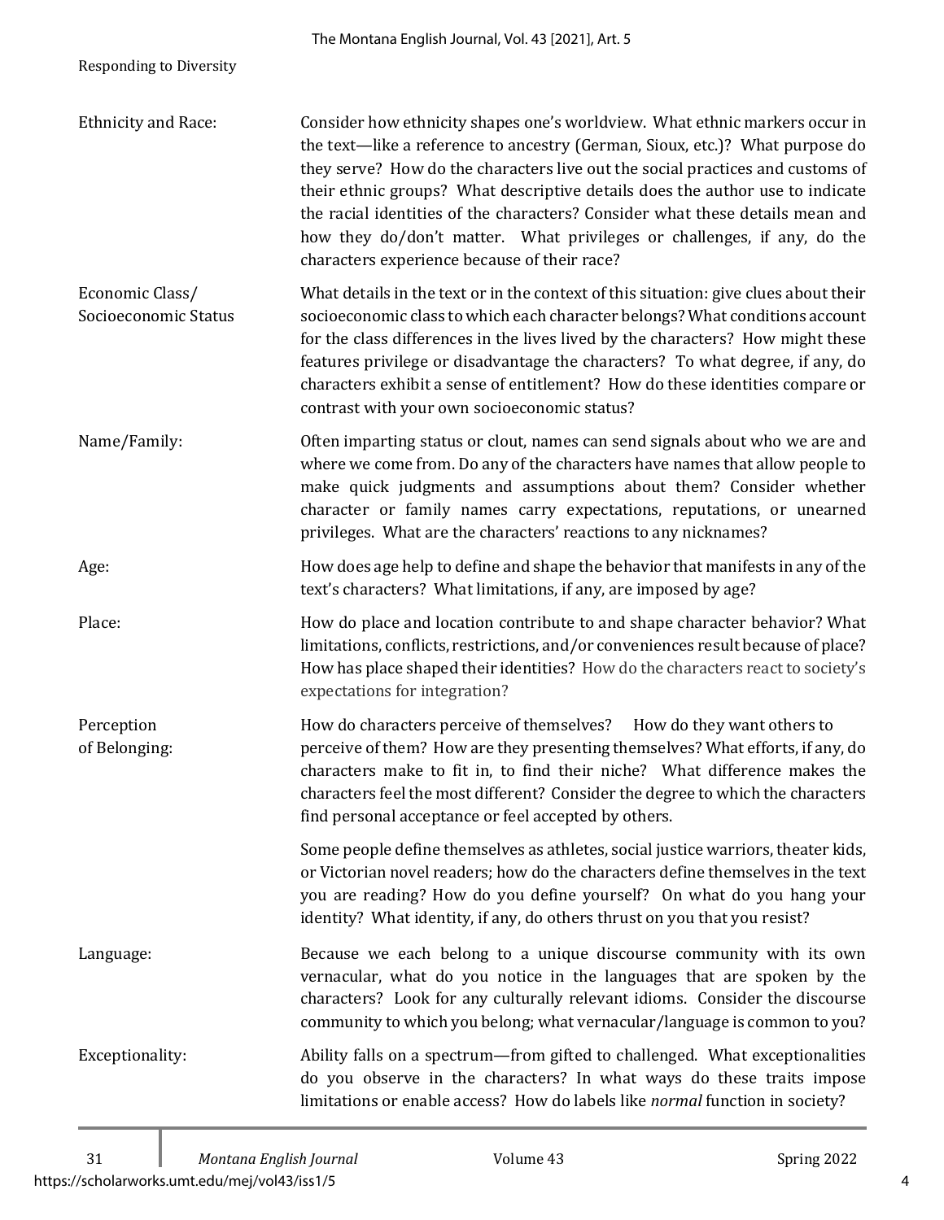| | |
|---|---|
| Ethnicity and Race: | Consider how ethnicity shapes one's worldview. What ethnic markers occur in the text—like a reference to ancestry (German, Sioux, etc.)? What purpose do they serve? How do the characters live out the social practices and customs of their ethnic groups? What descriptive details does the author use to indicate the racial identities of the characters? Consider what these details mean and how they do/don't matter. What privileges or challenges, if any, do the characters experience because of their race? |
| Economic Class/ Socioeconomic Status | What details in the text or in the context of this situation: give clues about their socioeconomic class to which each character belongs? What conditions account for the class differences in the lives lived by the characters? How might these features privilege or disadvantage the characters? To what degree, if any, do characters exhibit a sense of entitlement? How do these identities compare or contrast with your own socioeconomic status? |
| Name/Family: | Often imparting status or clout, names can send signals about who we are and where we come from. Do any of the characters have names that allow people to make quick judgments and assumptions about them? Consider whether character or family names carry expectations, reputations, or unearned privileges. What are the characters' reactions to any nicknames? |
| Age: | How does age help to define and shape the behavior that manifests in any of the text's characters? What limitations, if any, are imposed by age? |
| Place: | How do place and location contribute to and shape character behavior? What limitations, conflicts, restrictions, and/or conveniences result because of place? How has place shaped their identities? How do the characters react to society's expectations for integration? |
| Perception of Belonging: | How do characters perceive of themselves? How do they want others to perceive of them? How are they presenting themselves? What efforts, if any, do characters make to fit in, to find their niche? What difference makes the characters feel the most different? Consider the degree to which the characters find personal acceptance or feel accepted by others.<br><br>Some people define themselves as athletes, social justice warriors, theater kids, or Victorian novel readers; how do the characters define themselves in the text you are reading? How do you define yourself? On what do you hang your identity? What identity, if any, do others thrust on you that you resist? |
| Language: | Because we each belong to a unique discourse community with its own vernacular, what do you notice in the languages that are spoken by the characters? Look for any culturally relevant idioms. Consider the discourse community to which you belong; what vernacular/language is common to you? |
| Exceptionality: | Ability falls on a spectrum—from gifted to challenged. What exceptionalities do you observe in the characters? In what ways do these traits impose limitations or enable access? How do labels like *normal* function in society? |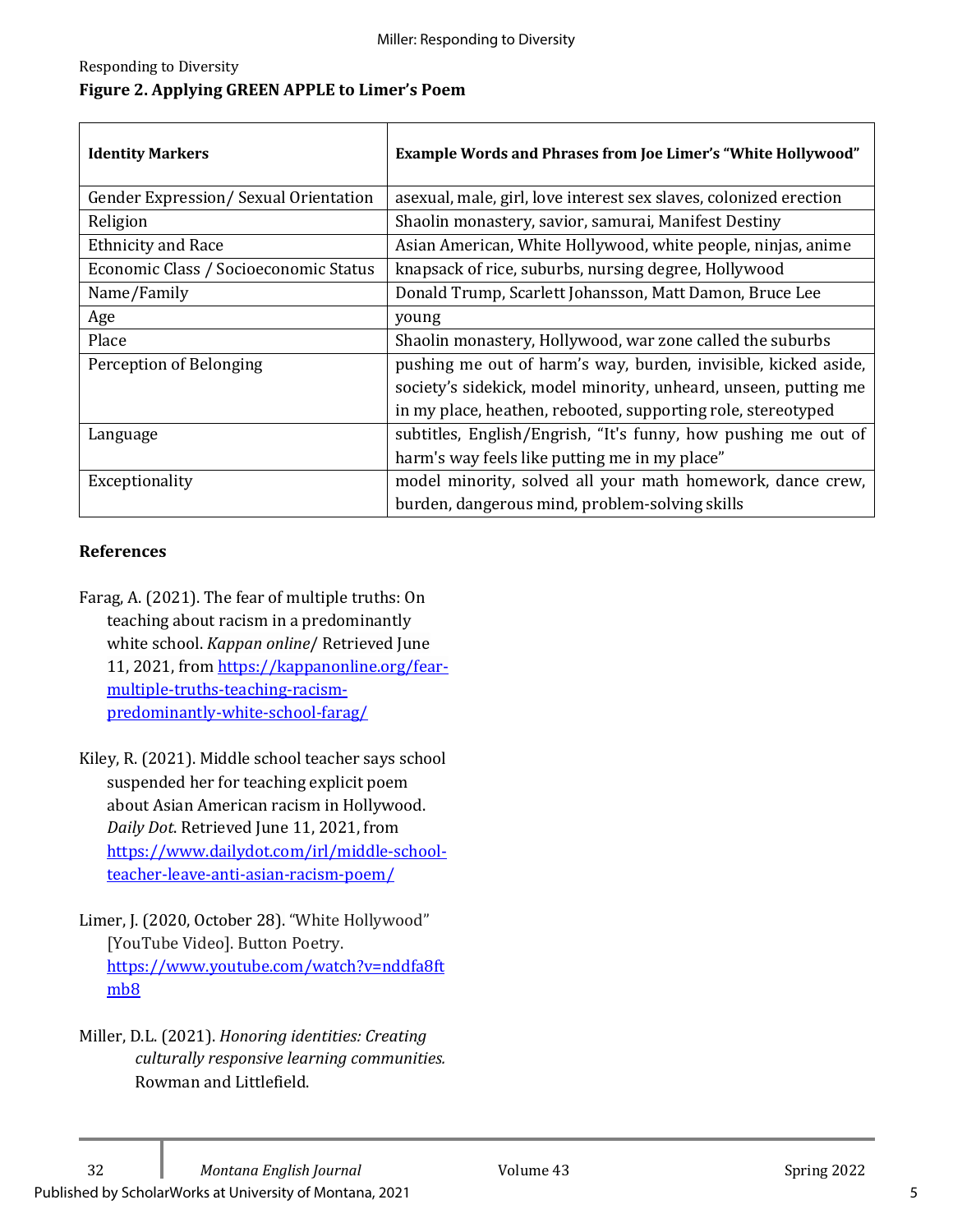Responding to Diversity

**Figure 2. Applying GREEN APPLE to Limer's Poem**

| Identity Markers | Example Words and Phrases from Joe Limer's "White Hollywood" |
|---|---|
| Gender Expression/ Sexual Orientation | asexual, male, girl, love interest sex slaves, colonized erection |
| Religion | Shaolin monastery, savior, samurai, Manifest Destiny |
| Ethnicity and Race | Asian American, White Hollywood, white people, ninjas, anime |
| Economic Class / Socioeconomic Status | knapsack of rice, suburbs, nursing degree, Hollywood |
| Name/Family | Donald Trump, Scarlett Johansson, Matt Damon, Bruce Lee |
| Age | young |
| Place | Shaolin monastery, Hollywood, war zone called the suburbs |
| Perception of Belonging | pushing me out of harm's way, burden, invisible, kicked aside, society's sidekick, model minority, unheard, unseen, putting me in my place, heathen, rebooted, supporting role, stereotyped |
| Language | subtitles, English/Engrish, "It's funny, how pushing me out of harm's way feels like putting me in my place" |
| Exceptionality | model minority, solved all your math homework, dance crew, burden, dangerous mind, problem-solving skills |

## References

Farag, A. (2021). The fear of multiple truths: On teaching about racism in a predominantly white school. *Kappan online*/ Retrieved June 11, 2021, from https://kappanonline.org/fear-multiple-truths-teaching-racism-predominantly-white-school-farag/

Kiley, R. (2021). Middle school teacher says school suspended her for teaching explicit poem about Asian American racism in Hollywood. *Daily Dot*. Retrieved June 11, 2021, from https://www.dailydot.com/irl/middle-school-teacher-leave-anti-asian-racism-poem/

Limer, J. (2020, October 28). "White Hollywood" [YouTube Video]. Button Poetry. https://www.youtube.com/watch?v=nddfa8ftmb8

Miller, D.L. (2021). *Honoring identities: Creating culturally responsive learning communities.* Rowman and Littlefield.